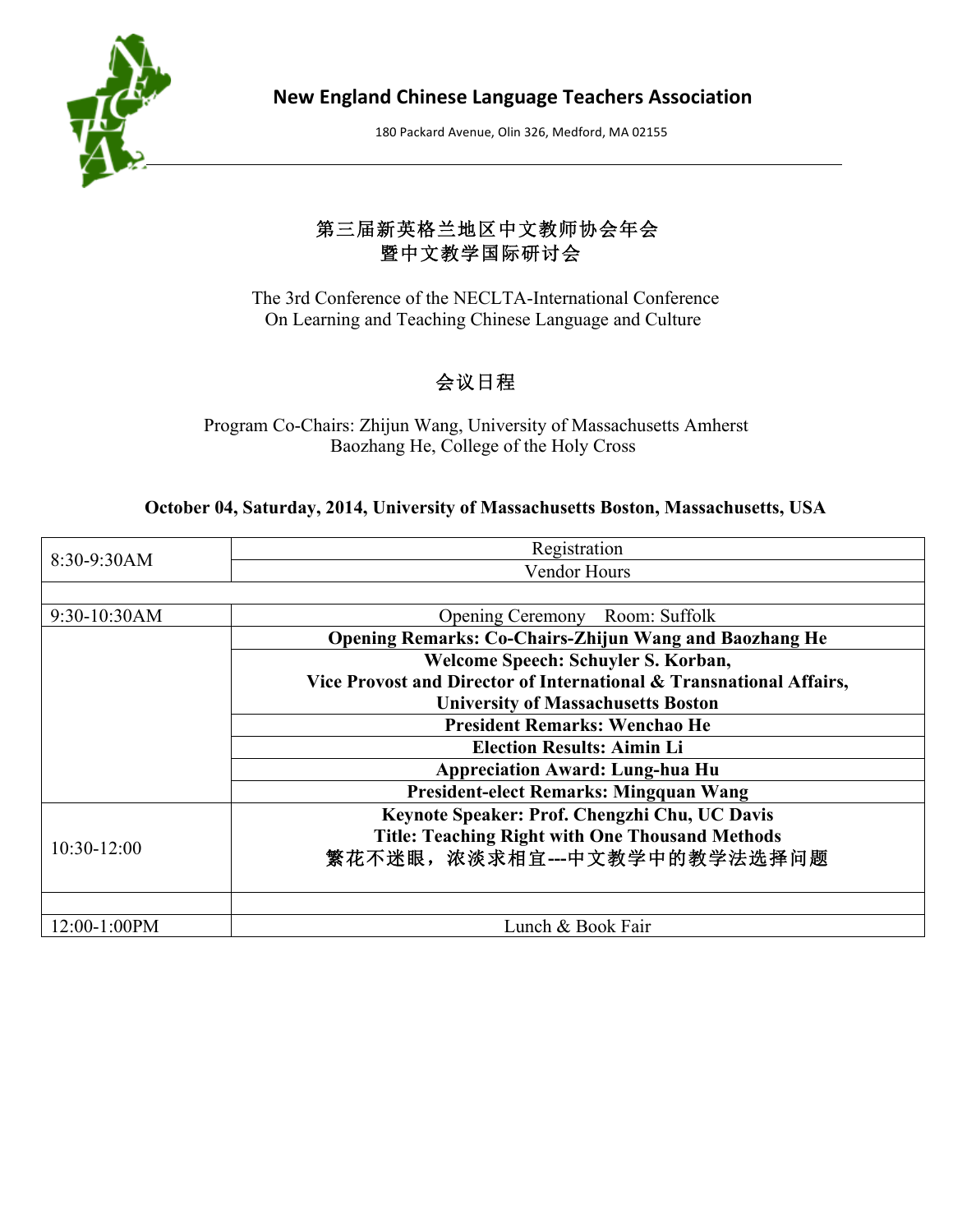**New England Chinese Language Teachers Association**

180 Packard Avenue, Olin 326, Medford, MA 02155

# 第三届新英格兰地区中文教师协会年会
# 暨中文教学国际研讨会

## The 3rd Conference of the NECLTA-International Conference On Learning and Teaching Chinese Language and Culture

## 会议日程

Program Co-Chairs: Zhijun Wang, University of Massachusetts Amherst
Baozhang He, College of the Holy Cross

**October 04, Saturday, 2014, University of Massachusetts Boston, Massachusetts, USA**

| Time | Event |
| --- | --- |
| 8:30-9:30AM | Registration |
| | Vendor Hours |
| | |
| 9:30-10:30AM | Opening Ceremony    Room: Suffolk |
| | **Opening Remarks: Co-Chairs-Zhijun Wang and Baozhang He** |
| | **Welcome Speech: Schuyler S. Korban, Vice Provost and Director of International & Transnational Affairs, University of Massachusetts Boston** |
| | **President Remarks: Wenchao He** |
| | **Election Results: Aimin Li** |
| | **Appreciation Award: Lung-hua Hu** |
| | **President-elect Remarks: Mingquan Wang** |
| 10:30-12:00 | **Keynote Speaker: Prof. Chengzhi Chu, UC Davis Title: Teaching Right with One Thousand Methods 繁花不迷眼，浓淡求相宜---中文教学中的教学法选择问题** |
| | |
| 12:00-1:00PM | Lunch & Book Fair |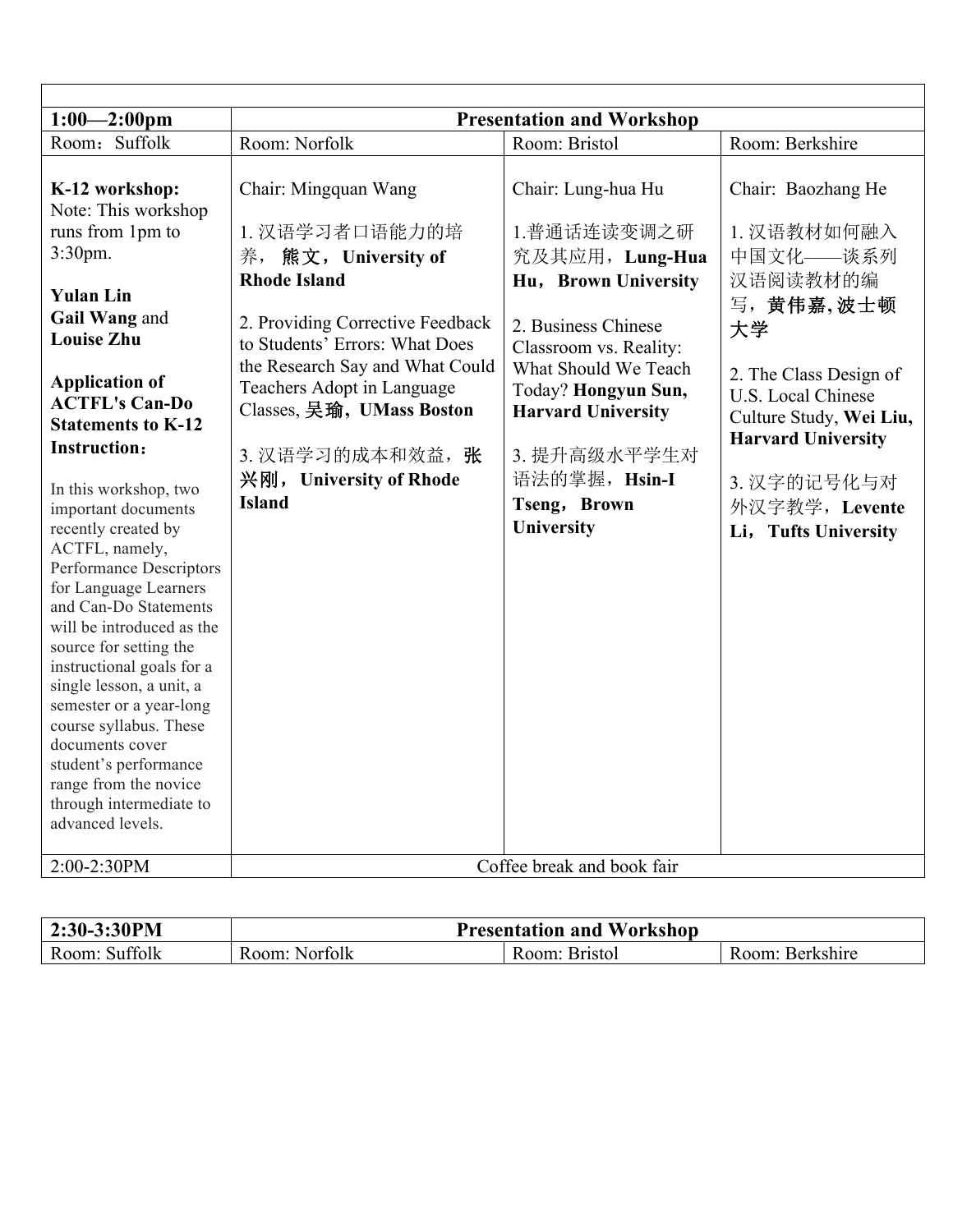| | | | |
|---|---|---|---|
| **1:00—2:00pm** | **Presentation and Workshop** | | |
| Room：Suffolk | Room: Norfolk | Room: Bristol | Room: Berkshire |
| **K-12 workshop:** Note: This workshop runs from 1pm to 3:30pm.<br><br>**Yulan Lin**<br>**Gail Wang** and **Louise Zhu**<br><br>**Application of ACTFL's Can-Do Statements to K-12 Instruction**：<br><br>In this workshop, two important documents recently created by ACTFL, namely, Performance Descriptors for Language Learners and Can-Do Statements will be introduced as the source for setting the instructional goals for a single lesson, a unit, a semester or a year-long course syllabus. These documents cover student's performance range from the novice through intermediate to advanced levels. | Chair: Mingquan Wang<br><br>1. 汉语学习者口语能力的培养，**熊文，University of Rhode Island**<br><br>2. Providing Corrective Feedback to Students' Errors: What Does the Research Say and What Could Teachers Adopt in Language Classes, **吴瑜，UMass Boston**<br><br>3. 汉语学习的成本和效益，**张兴刚，University of Rhode Island** | Chair: Lung-hua Hu<br><br>1.普通话连读变调之研究及其应用，**Lung-Hua Hu，Brown University**<br><br>2. Business Chinese Classroom vs. Reality: What Should We Teach Today? **Hongyun Sun, Harvard University**<br><br>3. 提升高级水平学生对语法的掌握，**Hsin-I Tseng，Brown University** | Chair: Baozhang He<br><br>1. 汉语教材如何融入中国文化——谈系列汉语阅读教材的编写，**黄伟嘉, 波士顿大学**<br><br>2. The Class Design of U.S. Local Chinese Culture Study, **Wei Liu, Harvard University**<br><br>3. 汉字的记号化与对外汉字教学，**Levente Li，Tufts University** |
| 2:00-2:30PM | Coffee break and book fair | | |

| | | | |
|---|---|---|---|
| **2:30-3:30PM** | **Presentation and Workshop** | | |
| Room: Suffolk | Room: Norfolk | Room: Bristol | Room: Berkshire |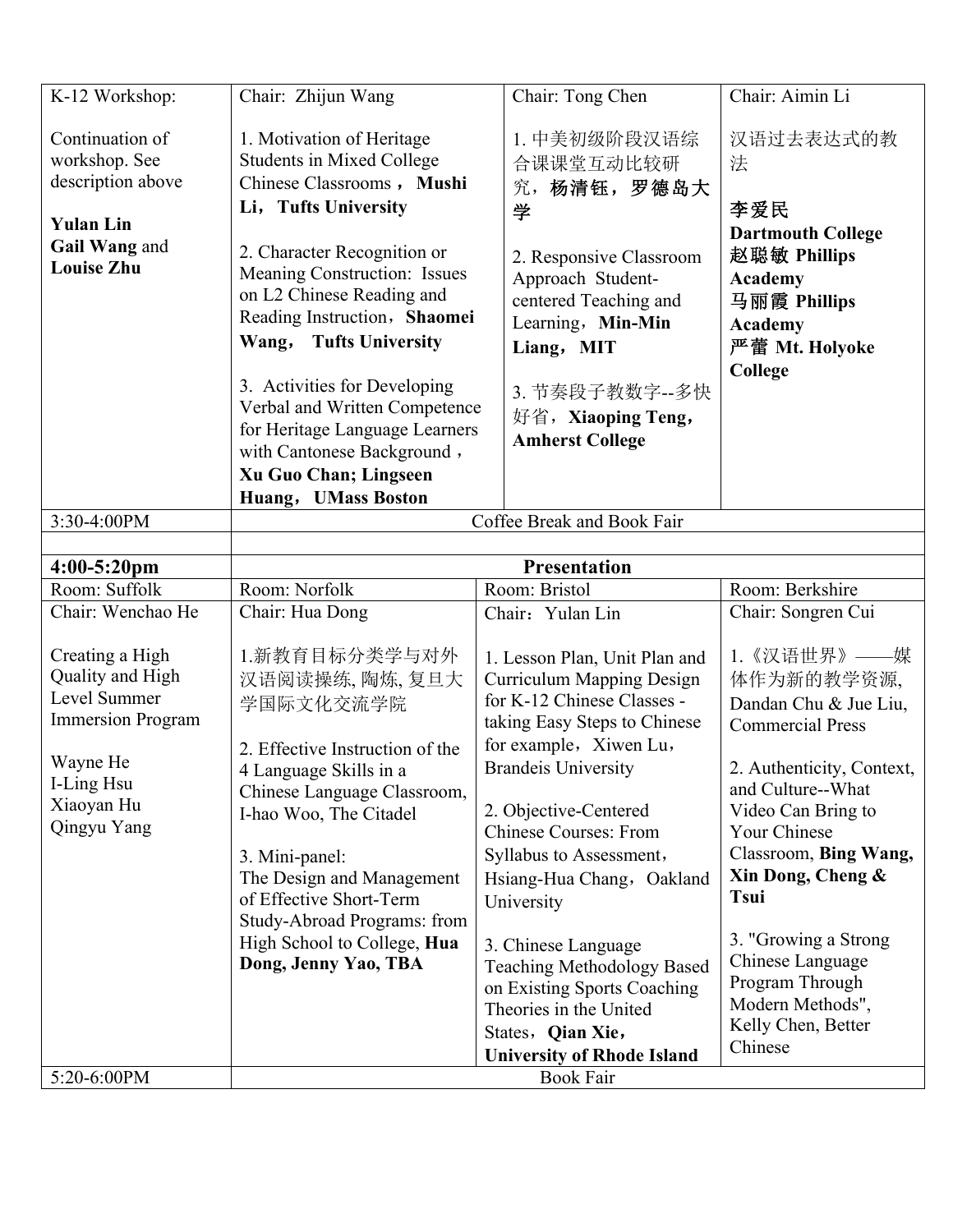| | | | |
|---|---|---|---|
| K-12 Workshop:<br><br>Continuation of workshop. See description above<br><br>**Yulan Lin**<br>**Gail Wang** and **Louise Zhu** | Chair: Zhijun Wang<br><br>1. Motivation of Heritage Students in Mixed College Chinese Classrooms， **Mushi Li， Tufts University**<br><br>2. Character Recognition or Meaning Construction: Issues on L2 Chinese Reading and Reading Instruction，**Shaomei Wang， Tufts University**<br><br>3. Activities for Developing Verbal and Written Competence for Heritage Language Learners with Cantonese Background，**Xu Guo Chan; Lingseen Huang， UMass Boston** | Chair: Tong Chen<br><br>1. 中美初级阶段汉语综合课课堂互动比较研究，**杨清钰，罗德岛大学**<br><br>2. Responsive Classroom Approach Student-centered Teaching and Learning，**Min-Min Liang， MIT**<br><br>3. 节奏段子教数字--多快好省，**Xiaoping Teng，Amherst College** | Chair: Aimin Li<br><br>汉语过去表达式的教法<br><br>**李爱民**<br>**Dartmouth College**<br>**赵聪敏 Phillips Academy**<br>**马丽霞 Phillips Academy**<br>**严蕾 Mt. Holyoke College** |
| 3:30-4:00PM | Coffee Break and Book Fair | | |
| | | | |
| **4:00-5:20pm** | **Presentation** | | |
| Room: Suffolk | Room: Norfolk | Room: Bristol | Room: Berkshire |
| Chair: Wenchao He<br><br>Creating a High Quality and High Level Summer Immersion Program<br><br>Wayne He<br>I-Ling Hsu<br>Xiaoyan Hu<br>Qingyu Yang | Chair: Hua Dong<br><br>1.新教育目标分类学与对外汉语阅读操练, 陶炼, 复旦大学国际文化交流学院<br><br>2. Effective Instruction of the 4 Language Skills in a Chinese Language Classroom, I-hao Woo, The Citadel<br><br>3. Mini-panel:<br>The Design and Management of Effective Short-Term Study-Abroad Programs: from High School to College, **Hua Dong, Jenny Yao, TBA** | Chair：Yulan Lin<br><br>1. Lesson Plan, Unit Plan and Curriculum Mapping Design for K-12 Chinese Classes - taking Easy Steps to Chinese for example，Xiwen Lu，Brandeis University<br><br>2. Objective-Centered Chinese Courses: From Syllabus to Assessment，Hsiang-Hua Chang，Oakland University<br><br>3. Chinese Language Teaching Methodology Based on Existing Sports Coaching Theories in the United States，**Qian Xie，University of Rhode Island** | Chair: Songren Cui<br><br>1.《汉语世界》——媒体作为新的教学资源, Dandan Chu & Jue Liu, Commercial Press<br><br>2. Authenticity, Context, and Culture--What Video Can Bring to Your Chinese Classroom, **Bing Wang, Xin Dong, Cheng & Tsui**<br><br>3. "Growing a Strong Chinese Language Program Through Modern Methods", Kelly Chen, Better Chinese |
| 5:20-6:00PM | Book Fair | | |